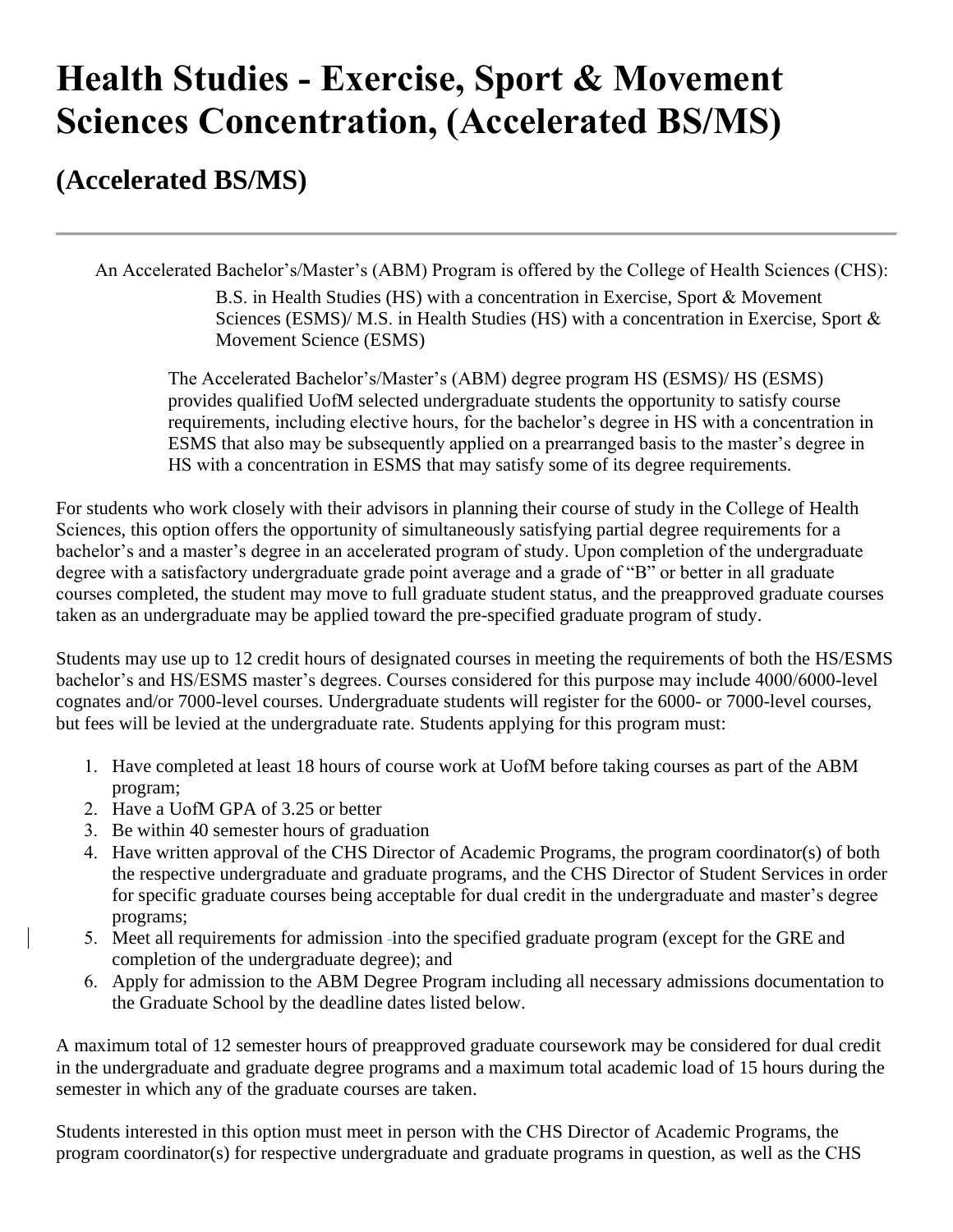# Health Studies - Exercise, Sport & Movement Sciences Concentration, (Accelerated BS/MS)

## (Accelerated BS/MS)

---

An Accelerated Bachelor's/Master's (ABM) Program is offered by the College of Health Sciences (CHS):

> B.S. in Health Studies (HS) with a concentration in Exercise, Sport & Movement Sciences (ESMS)/ M.S. in Health Studies (HS) with a concentration in Exercise, Sport & Movement Science (ESMS)

> The Accelerated Bachelor's/Master's (ABM) degree program HS (ESMS)/ HS (ESMS) provides qualified UofM selected undergraduate students the opportunity to satisfy course requirements, including elective hours, for the bachelor's degree in HS with a concentration in ESMS that also may be subsequently applied on a prearranged basis to the master's degree in HS with a concentration in ESMS that may satisfy some of its degree requirements.

For students who work closely with their advisors in planning their course of study in the College of Health Sciences, this option offers the opportunity of simultaneously satisfying partial degree requirements for a bachelor's and a master's degree in an accelerated program of study. Upon completion of the undergraduate degree with a satisfactory undergraduate grade point average and a grade of "B" or better in all graduate courses completed, the student may move to full graduate student status, and the preapproved graduate courses taken as an undergraduate may be applied toward the pre-specified graduate program of study.

Students may use up to 12 credit hours of designated courses in meeting the requirements of both the HS/ESMS bachelor's and HS/ESMS master's degrees. Courses considered for this purpose may include 4000/6000-level cognates and/or 7000-level courses. Undergraduate students will register for the 6000- or 7000-level courses, but fees will be levied at the undergraduate rate. Students applying for this program must:

1. Have completed at least 18 hours of course work at UofM before taking courses as part of the ABM program;
2. Have a UofM GPA of 3.25 or better
3. Be within 40 semester hours of graduation
4. Have written approval of the CHS Director of Academic Programs, the program coordinator(s) of both the respective undergraduate and graduate programs, and the CHS Director of Student Services in order for specific graduate courses being acceptable for dual credit in the undergraduate and master's degree programs;
5. Meet all requirements for admission into the specified graduate program (except for the GRE and completion of the undergraduate degree); and
6. Apply for admission to the ABM Degree Program including all necessary admissions documentation to the Graduate School by the deadline dates listed below.

A maximum total of 12 semester hours of preapproved graduate coursework may be considered for dual credit in the undergraduate and graduate degree programs and a maximum total academic load of 15 hours during the semester in which any of the graduate courses are taken.

Students interested in this option must meet in person with the CHS Director of Academic Programs, the program coordinator(s) for respective undergraduate and graduate programs in question, as well as the CHS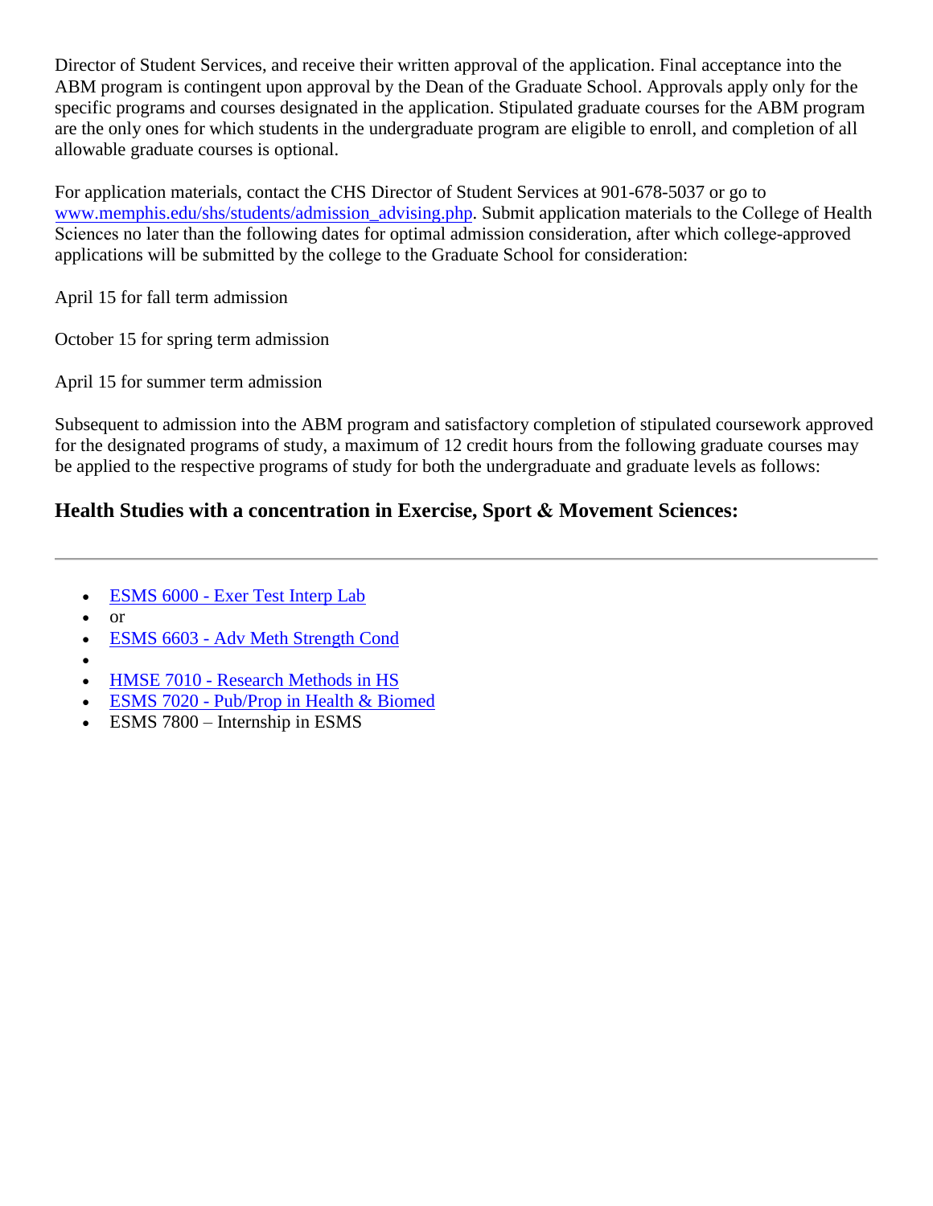Director of Student Services, and receive their written approval of the application. Final acceptance into the ABM program is contingent upon approval by the Dean of the Graduate School. Approvals apply only for the specific programs and courses designated in the application. Stipulated graduate courses for the ABM program are the only ones for which students in the undergraduate program are eligible to enroll, and completion of all allowable graduate courses is optional.

For application materials, contact the CHS Director of Student Services at 901-678-5037 or go to [www.memphis.edu/shs/students/admission_advising.php](www.memphis.edu/shs/students/admission_advising.php). Submit application materials to the College of Health Sciences no later than the following dates for optimal admission consideration, after which college-approved applications will be submitted by the college to the Graduate School for consideration:

April 15 for fall term admission

October 15 for spring term admission

April 15 for summer term admission

Subsequent to admission into the ABM program and satisfactory completion of stipulated coursework approved for the designated programs of study, a maximum of 12 credit hours from the following graduate courses may be applied to the respective programs of study for both the undergraduate and graduate levels as follows:

### Health Studies with a concentration in Exercise, Sport & Movement Sciences:

---

- ESMS 6000 - Exer Test Interp Lab
- or
- ESMS 6603 - Adv Meth Strength Cond
- 
- HMSE 7010 - Research Methods in HS
- ESMS 7020 - Pub/Prop in Health & Biomed
- ESMS 7800 – Internship in ESMS